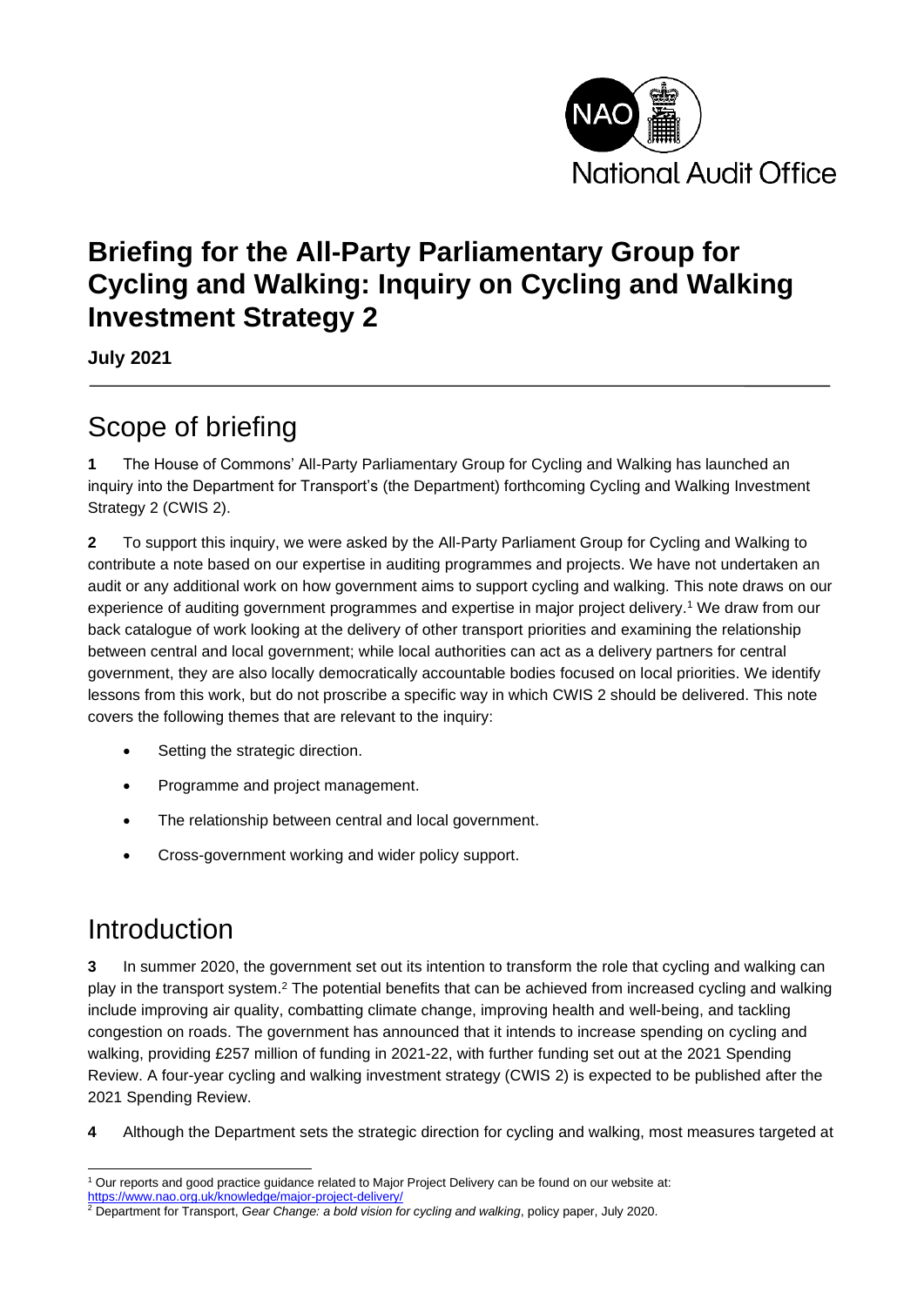# Briefing for the All-Party Parliamentary Group for Cycling and Walking: Inquiry on Cycling and Walking Investment Strategy 2

**July 2021**

## Scope of briefing

**1** The House of Commons' All-Party Parliamentary Group for Cycling and Walking has launched an inquiry into the Department for Transport's (the Department) forthcoming Cycling and Walking Investment Strategy 2 (CWIS 2).

**2** To support this inquiry, we were asked by the All-Party Parliament Group for Cycling and Walking to contribute a note based on our expertise in auditing programmes and projects. We have not undertaken an audit or any additional work on how government aims to support cycling and walking. This note draws on our experience of auditing government programmes and expertise in major project delivery.[1] We draw from our back catalogue of work looking at the delivery of other transport priorities and examining the relationship between central and local government; while local authorities can act as a delivery partners for central government, they are also locally democratically accountable bodies focused on local priorities. We identify lessons from this work, but do not proscribe a specific way in which CWIS 2 should be delivered. This note covers the following themes that are relevant to the inquiry:

- Setting the strategic direction.
- Programme and project management.
- The relationship between central and local government.
- Cross-government working and wider policy support.

## Introduction

**3** In summer 2020, the government set out its intention to transform the role that cycling and walking can play in the transport system.[2] The potential benefits that can be achieved from increased cycling and walking include improving air quality, combatting climate change, improving health and well-being, and tackling congestion on roads. The government has announced that it intends to increase spending on cycling and walking, providing £257 million of funding in 2021-22, with further funding set out at the 2021 Spending Review. A four-year cycling and walking investment strategy (CWIS 2) is expected to be published after the 2021 Spending Review.

**4** Although the Department sets the strategic direction for cycling and walking, most measures targeted at

---

[1] Our reports and good practice guidance related to Major Project Delivery can be found on our website at: https://www.nao.org.uk/knowledge/major-project-delivery/

[2] Department for Transport, *Gear Change: a bold vision for cycling and walking*, policy paper, July 2020.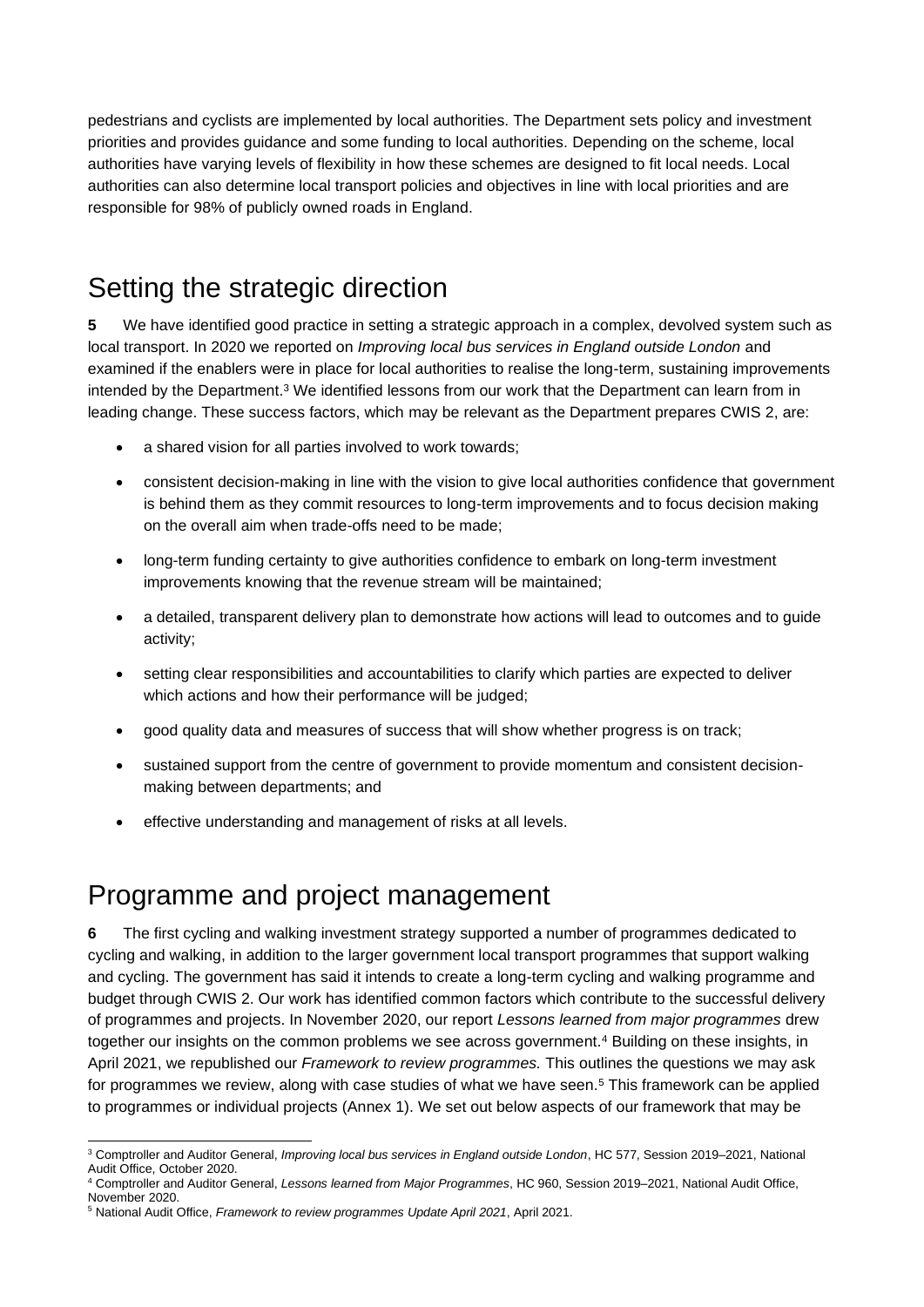pedestrians and cyclists are implemented by local authorities. The Department sets policy and investment priorities and provides guidance and some funding to local authorities. Depending on the scheme, local authorities have varying levels of flexibility in how these schemes are designed to fit local needs. Local authorities can also determine local transport policies and objectives in line with local priorities and are responsible for 98% of publicly owned roads in England.

## Setting the strategic direction

**5** We have identified good practice in setting a strategic approach in a complex, devolved system such as local transport. In 2020 we reported on *Improving local bus services in England outside London* and examined if the enablers were in place for local authorities to realise the long-term, sustaining improvements intended by the Department.[3] We identified lessons from our work that the Department can learn from in leading change. These success factors, which may be relevant as the Department prepares CWIS 2, are:

- a shared vision for all parties involved to work towards;
- consistent decision-making in line with the vision to give local authorities confidence that government is behind them as they commit resources to long-term improvements and to focus decision making on the overall aim when trade-offs need to be made;
- long-term funding certainty to give authorities confidence to embark on long-term investment improvements knowing that the revenue stream will be maintained;
- a detailed, transparent delivery plan to demonstrate how actions will lead to outcomes and to guide activity;
- setting clear responsibilities and accountabilities to clarify which parties are expected to deliver which actions and how their performance will be judged;
- good quality data and measures of success that will show whether progress is on track;
- sustained support from the centre of government to provide momentum and consistent decision-making between departments; and
- effective understanding and management of risks at all levels.

## Programme and project management

**6** The first cycling and walking investment strategy supported a number of programmes dedicated to cycling and walking, in addition to the larger government local transport programmes that support walking and cycling. The government has said it intends to create a long-term cycling and walking programme and budget through CWIS 2. Our work has identified common factors which contribute to the successful delivery of programmes and projects. In November 2020, our report *Lessons learned from major programmes* drew together our insights on the common problems we see across government.[4] Building on these insights, in April 2021, we republished our *Framework to review programmes.* This outlines the questions we may ask for programmes we review, along with case studies of what we have seen.[5] This framework can be applied to programmes or individual projects (Annex 1). We set out below aspects of our framework that may be

[3] Comptroller and Auditor General, *Improving local bus services in England outside London*, HC 577, Session 2019–2021, National Audit Office, October 2020.

[4] Comptroller and Auditor General, *Lessons learned from Major Programmes*, HC 960, Session 2019–2021, National Audit Office, November 2020.

[5] National Audit Office, *Framework to review programmes Update April 2021*, April 2021.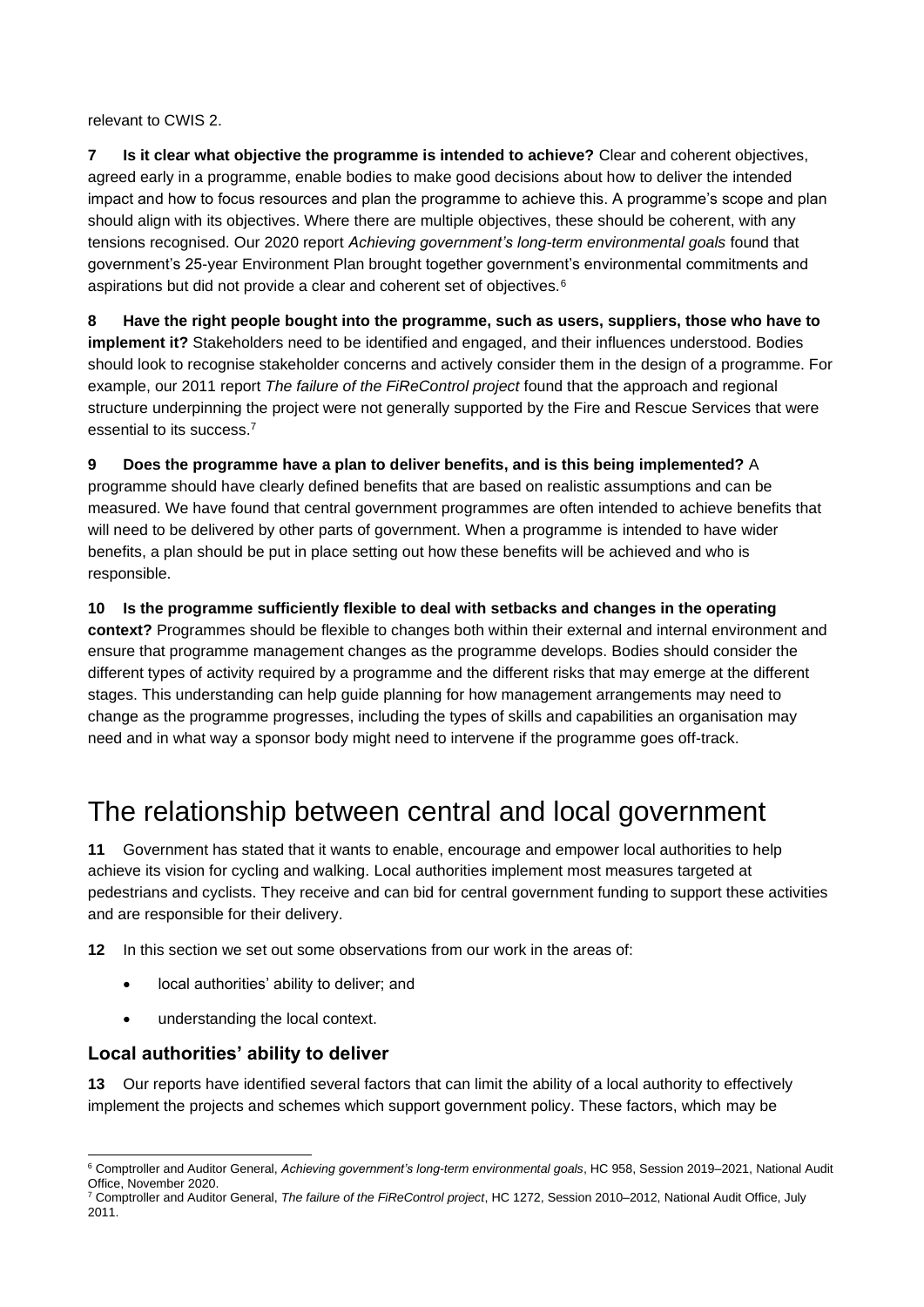relevant to CWIS 2.

**7 Is it clear what objective the programme is intended to achieve?** Clear and coherent objectives, agreed early in a programme, enable bodies to make good decisions about how to deliver the intended impact and how to focus resources and plan the programme to achieve this. A programme's scope and plan should align with its objectives. Where there are multiple objectives, these should be coherent, with any tensions recognised. Our 2020 report *Achieving government's long-term environmental goals* found that government's 25-year Environment Plan brought together government's environmental commitments and aspirations but did not provide a clear and coherent set of objectives.[6]

**8 Have the right people bought into the programme, such as users, suppliers, those who have to implement it?** Stakeholders need to be identified and engaged, and their influences understood. Bodies should look to recognise stakeholder concerns and actively consider them in the design of a programme. For example, our 2011 report *The failure of the FiReControl project* found that the approach and regional structure underpinning the project were not generally supported by the Fire and Rescue Services that were essential to its success.[7]

**9 Does the programme have a plan to deliver benefits, and is this being implemented?** A programme should have clearly defined benefits that are based on realistic assumptions and can be measured. We have found that central government programmes are often intended to achieve benefits that will need to be delivered by other parts of government. When a programme is intended to have wider benefits, a plan should be put in place setting out how these benefits will be achieved and who is responsible.

**10 Is the programme sufficiently flexible to deal with setbacks and changes in the operating context?** Programmes should be flexible to changes both within their external and internal environment and ensure that programme management changes as the programme develops. Bodies should consider the different types of activity required by a programme and the different risks that may emerge at the different stages. This understanding can help guide planning for how management arrangements may need to change as the programme progresses, including the types of skills and capabilities an organisation may need and in what way a sponsor body might need to intervene if the programme goes off-track.

# The relationship between central and local government

**11** Government has stated that it wants to enable, encourage and empower local authorities to help achieve its vision for cycling and walking. Local authorities implement most measures targeted at pedestrians and cyclists. They receive and can bid for central government funding to support these activities and are responsible for their delivery.

**12** In this section we set out some observations from our work in the areas of:

- local authorities' ability to deliver; and
- understanding the local context.

### Local authorities' ability to deliver

**13** Our reports have identified several factors that can limit the ability of a local authority to effectively implement the projects and schemes which support government policy. These factors, which may be

---

[6] Comptroller and Auditor General, *Achieving government's long-term environmental goals*, HC 958, Session 2019–2021, National Audit Office, November 2020.

[7] Comptroller and Auditor General, *The failure of the FiReControl project*, HC 1272, Session 2010–2012, National Audit Office, July 2011.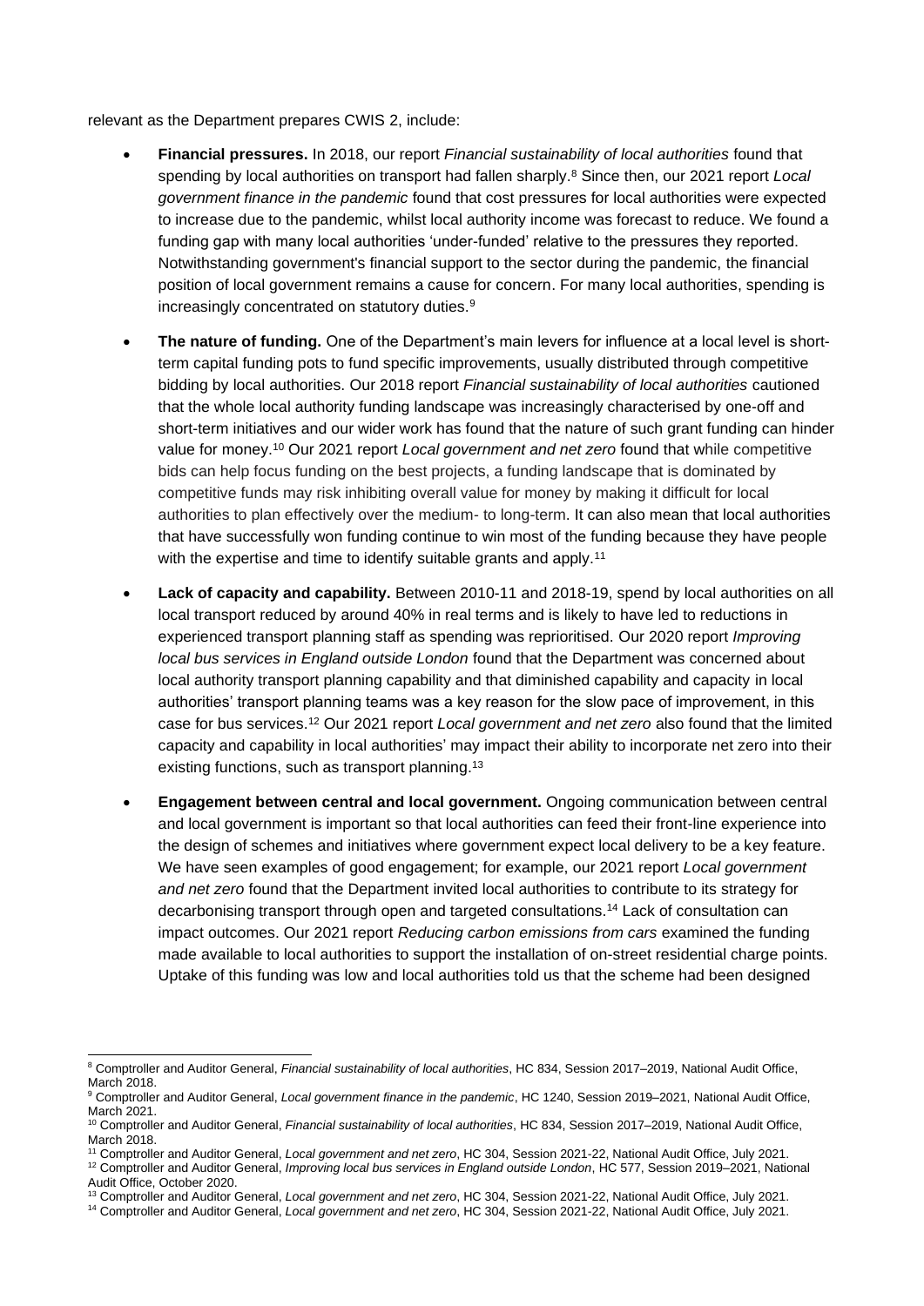relevant as the Department prepares CWIS 2, include:

- **Financial pressures.** In 2018, our report *Financial sustainability of local authorities* found that spending by local authorities on transport had fallen sharply.[8] Since then, our 2021 report *Local government finance in the pandemic* found that cost pressures for local authorities were expected to increase due to the pandemic, whilst local authority income was forecast to reduce. We found a funding gap with many local authorities 'under-funded' relative to the pressures they reported. Notwithstanding government's financial support to the sector during the pandemic, the financial position of local government remains a cause for concern. For many local authorities, spending is increasingly concentrated on statutory duties.[9]

- **The nature of funding.** One of the Department's main levers for influence at a local level is short-term capital funding pots to fund specific improvements, usually distributed through competitive bidding by local authorities. Our 2018 report *Financial sustainability of local authorities* cautioned that the whole local authority funding landscape was increasingly characterised by one-off and short-term initiatives and our wider work has found that the nature of such grant funding can hinder value for money.[10] Our 2021 report *Local government and net zero* found that while competitive bids can help focus funding on the best projects, a funding landscape that is dominated by competitive funds may risk inhibiting overall value for money by making it difficult for local authorities to plan effectively over the medium- to long-term. It can also mean that local authorities that have successfully won funding continue to win most of the funding because they have people with the expertise and time to identify suitable grants and apply.[11]

- **Lack of capacity and capability.** Between 2010-11 and 2018-19, spend by local authorities on all local transport reduced by around 40% in real terms and is likely to have led to reductions in experienced transport planning staff as spending was reprioritised. Our 2020 report *Improving local bus services in England outside London* found that the Department was concerned about local authority transport planning capability and that diminished capability and capacity in local authorities' transport planning teams was a key reason for the slow pace of improvement, in this case for bus services.[12] Our 2021 report *Local government and net zero* also found that the limited capacity and capability in local authorities' may impact their ability to incorporate net zero into their existing functions, such as transport planning.[13]

- **Engagement between central and local government.** Ongoing communication between central and local government is important so that local authorities can feed their front-line experience into the design of schemes and initiatives where government expect local delivery to be a key feature. We have seen examples of good engagement; for example, our 2021 report *Local government and net zero* found that the Department invited local authorities to contribute to its strategy for decarbonising transport through open and targeted consultations.[14] Lack of consultation can impact outcomes. Our 2021 report *Reducing carbon emissions from cars* examined the funding made available to local authorities to support the installation of on-street residential charge points. Uptake of this funding was low and local authorities told us that the scheme had been designed

---

[8] Comptroller and Auditor General, *Financial sustainability of local authorities*, HC 834, Session 2017–2019, National Audit Office, March 2018.

[9] Comptroller and Auditor General, *Local government finance in the pandemic*, HC 1240, Session 2019–2021, National Audit Office, March 2021.

[10] Comptroller and Auditor General, *Financial sustainability of local authorities*, HC 834, Session 2017–2019, National Audit Office, March 2018.

[11] Comptroller and Auditor General, *Local government and net zero*, HC 304, Session 2021-22, National Audit Office, July 2021.

[12] Comptroller and Auditor General, *Improving local bus services in England outside London*, HC 577, Session 2019–2021, National Audit Office, October 2020.

[13] Comptroller and Auditor General, *Local government and net zero*, HC 304, Session 2021-22, National Audit Office, July 2021.

[14] Comptroller and Auditor General, *Local government and net zero*, HC 304, Session 2021-22, National Audit Office, July 2021.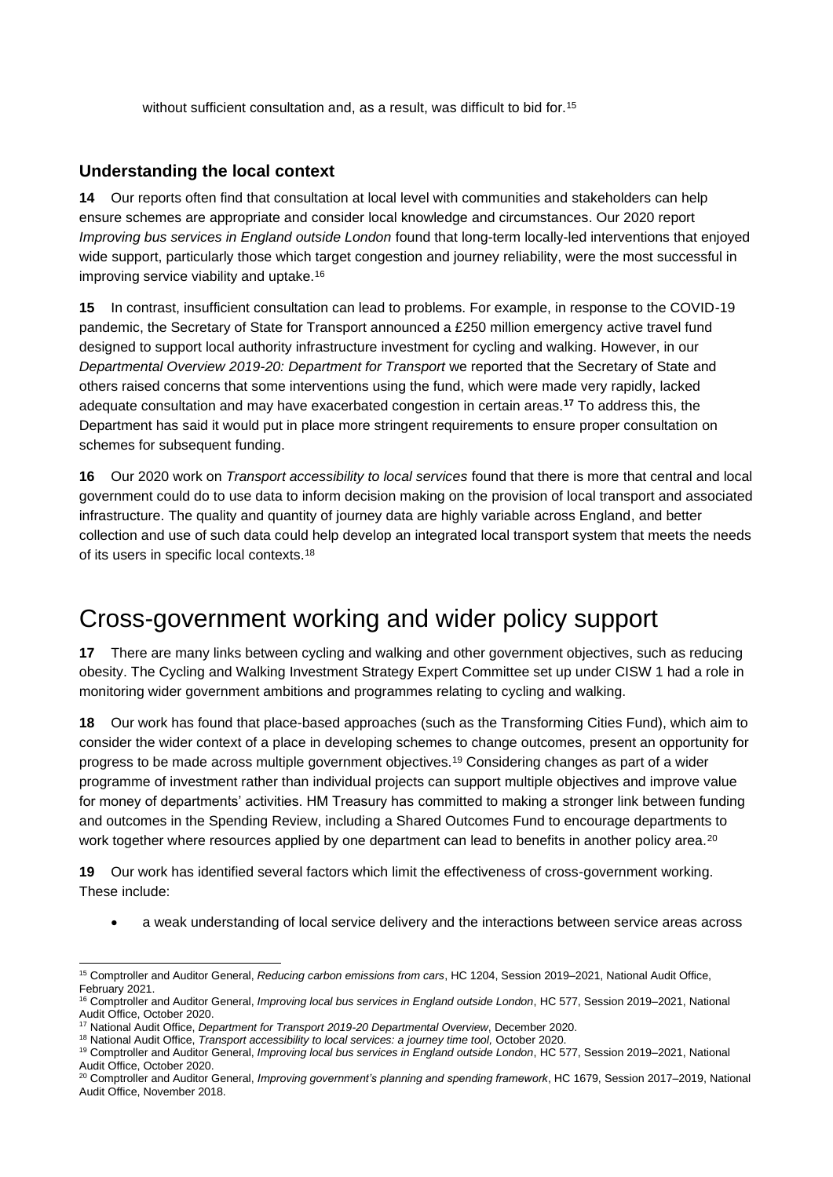without sufficient consultation and, as a result, was difficult to bid for.[15]

### Understanding the local context

**14** Our reports often find that consultation at local level with communities and stakeholders can help ensure schemes are appropriate and consider local knowledge and circumstances. Our 2020 report *Improving bus services in England outside London* found that long-term locally-led interventions that enjoyed wide support, particularly those which target congestion and journey reliability, were the most successful in improving service viability and uptake.[16]

**15** In contrast, insufficient consultation can lead to problems. For example, in response to the COVID-19 pandemic, the Secretary of State for Transport announced a £250 million emergency active travel fund designed to support local authority infrastructure investment for cycling and walking. However, in our *Departmental Overview 2019-20: Department for Transport* we reported that the Secretary of State and others raised concerns that some interventions using the fund, which were made very rapidly, lacked adequate consultation and may have exacerbated congestion in certain areas.[17] To address this, the Department has said it would put in place more stringent requirements to ensure proper consultation on schemes for subsequent funding.

**16** Our 2020 work on *Transport accessibility to local services* found that there is more that central and local government could do to use data to inform decision making on the provision of local transport and associated infrastructure. The quality and quantity of journey data are highly variable across England, and better collection and use of such data could help develop an integrated local transport system that meets the needs of its users in specific local contexts.[18]

## Cross-government working and wider policy support

**17** There are many links between cycling and walking and other government objectives, such as reducing obesity. The Cycling and Walking Investment Strategy Expert Committee set up under CISW 1 had a role in monitoring wider government ambitions and programmes relating to cycling and walking.

**18** Our work has found that place-based approaches (such as the Transforming Cities Fund), which aim to consider the wider context of a place in developing schemes to change outcomes, present an opportunity for progress to be made across multiple government objectives.[19] Considering changes as part of a wider programme of investment rather than individual projects can support multiple objectives and improve value for money of departments' activities. HM Treasury has committed to making a stronger link between funding and outcomes in the Spending Review, including a Shared Outcomes Fund to encourage departments to work together where resources applied by one department can lead to benefits in another policy area.[20]

**19** Our work has identified several factors which limit the effectiveness of cross-government working. These include:

- a weak understanding of local service delivery and the interactions between service areas across

---

[15] Comptroller and Auditor General, *Reducing carbon emissions from cars*, HC 1204, Session 2019–2021, National Audit Office, February 2021.

[16] Comptroller and Auditor General, *Improving local bus services in England outside London*, HC 577, Session 2019–2021, National Audit Office, October 2020.

[17] National Audit Office, *Department for Transport 2019-20 Departmental Overview*, December 2020.

[18] National Audit Office, *Transport accessibility to local services: a journey time tool,* October 2020.

[19] Comptroller and Auditor General, *Improving local bus services in England outside London*, HC 577, Session 2019–2021, National Audit Office, October 2020.

[20] Comptroller and Auditor General, *Improving government's planning and spending framework*, HC 1679, Session 2017–2019, National Audit Office, November 2018.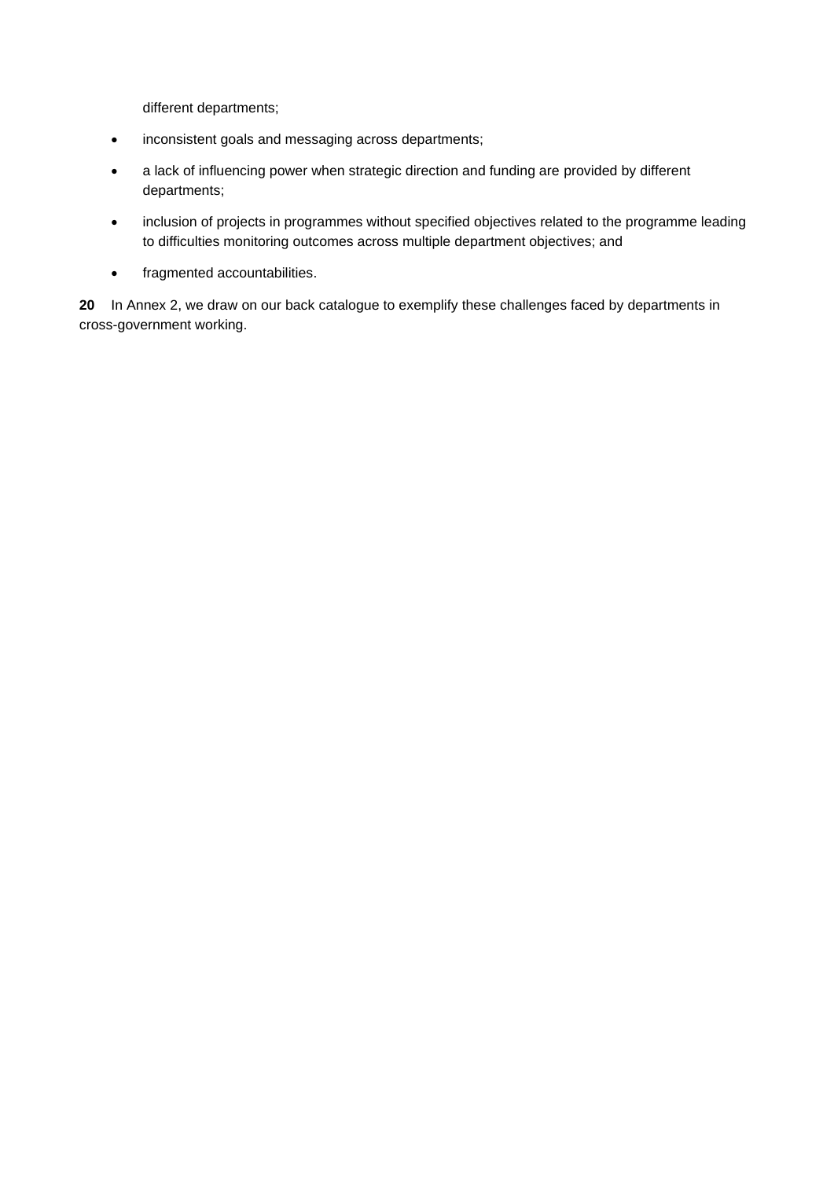different departments;

- inconsistent goals and messaging across departments;
- a lack of influencing power when strategic direction and funding are provided by different departments;
- inclusion of projects in programmes without specified objectives related to the programme leading to difficulties monitoring outcomes across multiple department objectives; and
- fragmented accountabilities.

**20** In Annex 2, we draw on our back catalogue to exemplify these challenges faced by departments in cross-government working.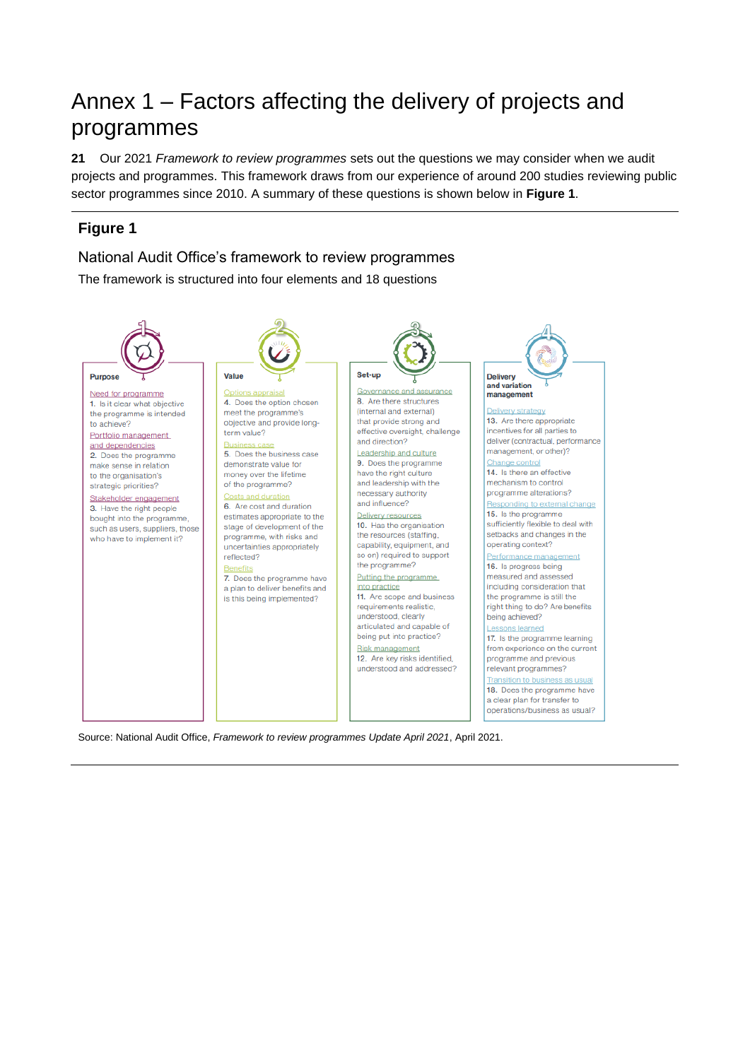# Annex 1 – Factors affecting the delivery of projects and programmes

**21** Our 2021 *Framework to review programmes* sets out the questions we may consider when we audit projects and programmes. This framework draws from our experience of around 200 studies reviewing public sector programmes since 2010. A summary of these questions is shown below in **Figure 1**.

## Figure 1

National Audit Office's framework to review programmes

The framework is structured into four elements and 18 questions

**1 Purpose**

Need for programme
1. Is it clear what objective the programme is intended to achieve?

Portfolio management and dependencies
2. Does the programme make sense in relation to the organisation's strategic priorities?

Stakeholder engagement
3. Have the right people bought into the programme, such as users, suppliers, those who have to implement it?

**2 Value**

Options appraisal
4. Does the option chosen meet the programme's objective and provide long-term value?

Business case
5. Does the business case demonstrate value for money over the lifetime of the programme?

Costs and duration
6. Are cost and duration estimates appropriate to the stage of development of the programme, with risks and uncertainties appropriately reflected?

Benefits
7. Does the programme have a plan to deliver benefits and is this being implemented?

**3 Set-up**

Governance and assurance
8. Are there structures (internal and external) that provide strong and effective oversight, challenge and direction?

Leadership and culture
9. Does the programme have the right culture and leadership with the necessary authority and influence?

Delivery resources
10. Has the organisation the resources (staffing, capability, equipment, and so on) required to support the programme?

Putting the programme into practice
11. Are scope and business requirements realistic, understood, clearly articulated and capable of being put into practice?

Risk management
12. Are key risks identified, understood and addressed?

**4 Delivery and variation management**

Delivery strategy
13. Are there appropriate incentives for all parties to deliver (contractual, performance management, or other)?

Change control
14. Is there an effective mechanism to control programme alterations?

Responding to external change
15. Is the programme sufficiently flexible to deal with setbacks and changes in the operating context?

Performance management
16. Is progress being measured and assessed including consideration that the programme is still the right thing to do? Are benefits being achieved?

Lessons learned
17. Is the programme learning from experience on the current programme and previous relevant programmes?

Transition to business as usual
18. Does the programme have a clear plan for transfer to operations/business as usual?

Source: National Audit Office, *Framework to review programmes Update April 2021*, April 2021.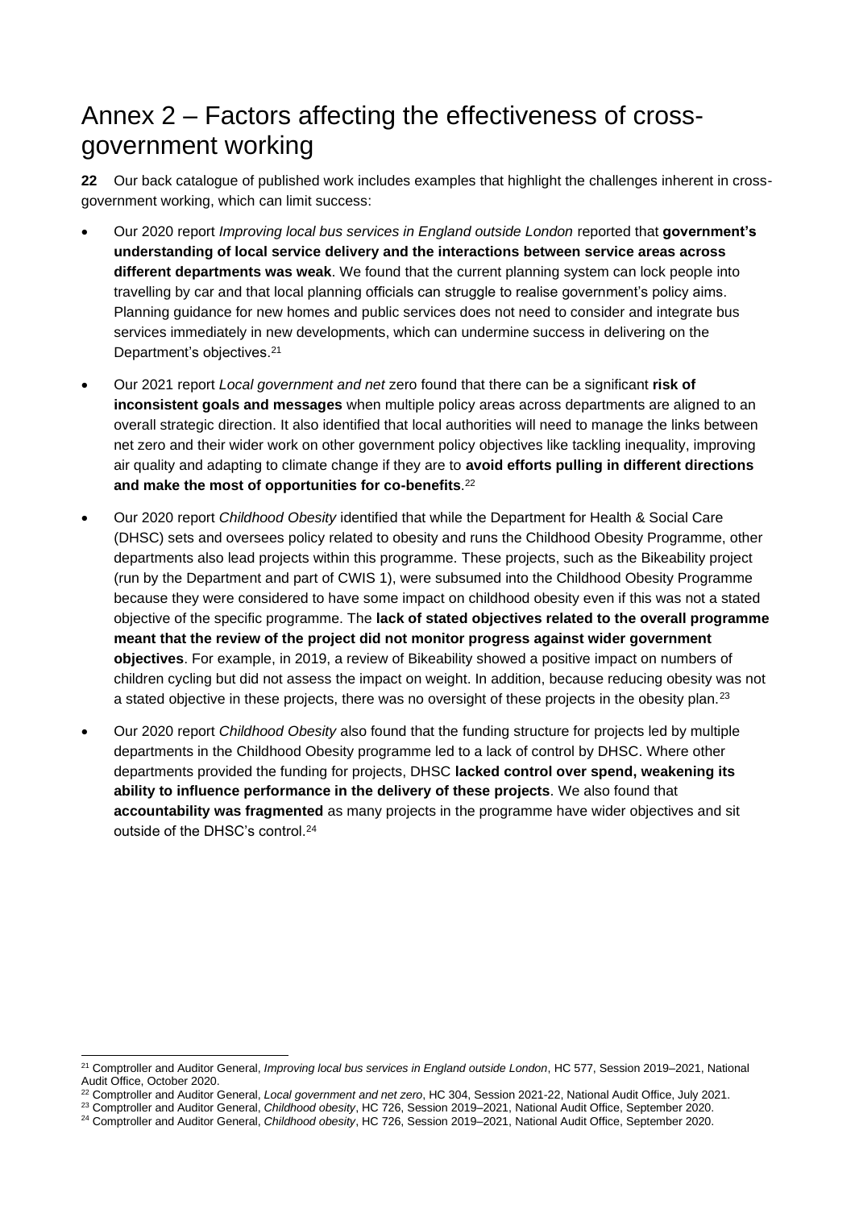# Annex 2 – Factors affecting the effectiveness of cross-government working

**22** Our back catalogue of published work includes examples that highlight the challenges inherent in cross-government working, which can limit success:

- Our 2020 report *Improving local bus services in England outside London* reported that **government's understanding of local service delivery and the interactions between service areas across different departments was weak**. We found that the current planning system can lock people into travelling by car and that local planning officials can struggle to realise government's policy aims. Planning guidance for new homes and public services does not need to consider and integrate bus services immediately in new developments, which can undermine success in delivering on the Department's objectives.[21]

- Our 2021 report *Local government and net* zero found that there can be a significant **risk of inconsistent goals and messages** when multiple policy areas across departments are aligned to an overall strategic direction. It also identified that local authorities will need to manage the links between net zero and their wider work on other government policy objectives like tackling inequality, improving air quality and adapting to climate change if they are to **avoid efforts pulling in different directions and make the most of opportunities for co-benefits**.[22]

- Our 2020 report *Childhood Obesity* identified that while the Department for Health & Social Care (DHSC) sets and oversees policy related to obesity and runs the Childhood Obesity Programme, other departments also lead projects within this programme. These projects, such as the Bikeability project (run by the Department and part of CWIS 1), were subsumed into the Childhood Obesity Programme because they were considered to have some impact on childhood obesity even if this was not a stated objective of the specific programme. The **lack of stated objectives related to the overall programme meant that the review of the project did not monitor progress against wider government objectives**. For example, in 2019, a review of Bikeability showed a positive impact on numbers of children cycling but did not assess the impact on weight. In addition, because reducing obesity was not a stated objective in these projects, there was no oversight of these projects in the obesity plan.[23]

- Our 2020 report *Childhood Obesity* also found that the funding structure for projects led by multiple departments in the Childhood Obesity programme led to a lack of control by DHSC. Where other departments provided the funding for projects, DHSC **lacked control over spend, weakening its ability to influence performance in the delivery of these projects**. We also found that **accountability was fragmented** as many projects in the programme have wider objectives and sit outside of the DHSC's control.[24]

---

[21] Comptroller and Auditor General, *Improving local bus services in England outside London*, HC 577, Session 2019–2021, National Audit Office, October 2020.

[22] Comptroller and Auditor General, *Local government and net zero*, HC 304, Session 2021-22, National Audit Office, July 2021.

[23] Comptroller and Auditor General, *Childhood obesity*, HC 726, Session 2019–2021, National Audit Office, September 2020.

[24] Comptroller and Auditor General, *Childhood obesity*, HC 726, Session 2019–2021, National Audit Office, September 2020.